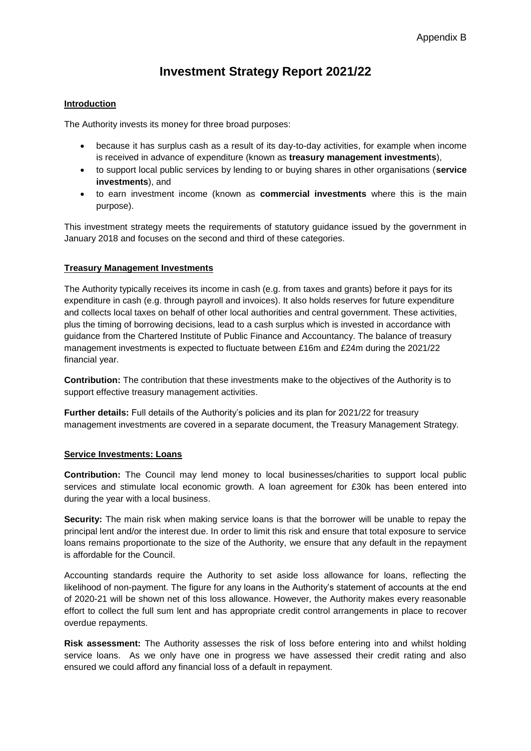Appendix B

# Investment Strategy Report 2021/22

**Introduction**

The Authority invests its money for three broad purposes:

- because it has surplus cash as a result of its day-to-day activities, for example when income is received in advance of expenditure (known as **treasury management investments**),
- to support local public services by lending to or buying shares in other organisations (**service investments**), and
- to earn investment income (known as **commercial investments** where this is the main purpose).

This investment strategy meets the requirements of statutory guidance issued by the government in January 2018 and focuses on the second and third of these categories.

**Treasury Management Investments**

The Authority typically receives its income in cash (e.g. from taxes and grants) before it pays for its expenditure in cash (e.g. through payroll and invoices). It also holds reserves for future expenditure and collects local taxes on behalf of other local authorities and central government. These activities, plus the timing of borrowing decisions, lead to a cash surplus which is invested in accordance with guidance from the Chartered Institute of Public Finance and Accountancy. The balance of treasury management investments is expected to fluctuate between £16m and £24m during the 2021/22 financial year.

**Contribution:** The contribution that these investments make to the objectives of the Authority is to support effective treasury management activities.

**Further details:** Full details of the Authority's policies and its plan for 2021/22 for treasury management investments are covered in a separate document, the Treasury Management Strategy.

**Service Investments: Loans**

**Contribution:** The Council may lend money to local businesses/charities to support local public services and stimulate local economic growth. A loan agreement for £30k has been entered into during the year with a local business.

**Security:** The main risk when making service loans is that the borrower will be unable to repay the principal lent and/or the interest due. In order to limit this risk and ensure that total exposure to service loans remains proportionate to the size of the Authority, we ensure that any default in the repayment is affordable for the Council.

Accounting standards require the Authority to set aside loss allowance for loans, reflecting the likelihood of non-payment. The figure for any loans in the Authority's statement of accounts at the end of 2020-21 will be shown net of this loss allowance. However, the Authority makes every reasonable effort to collect the full sum lent and has appropriate credit control arrangements in place to recover overdue repayments.

**Risk assessment:** The Authority assesses the risk of loss before entering into and whilst holding service loans. As we only have one in progress we have assessed their credit rating and also ensured we could afford any financial loss of a default in repayment.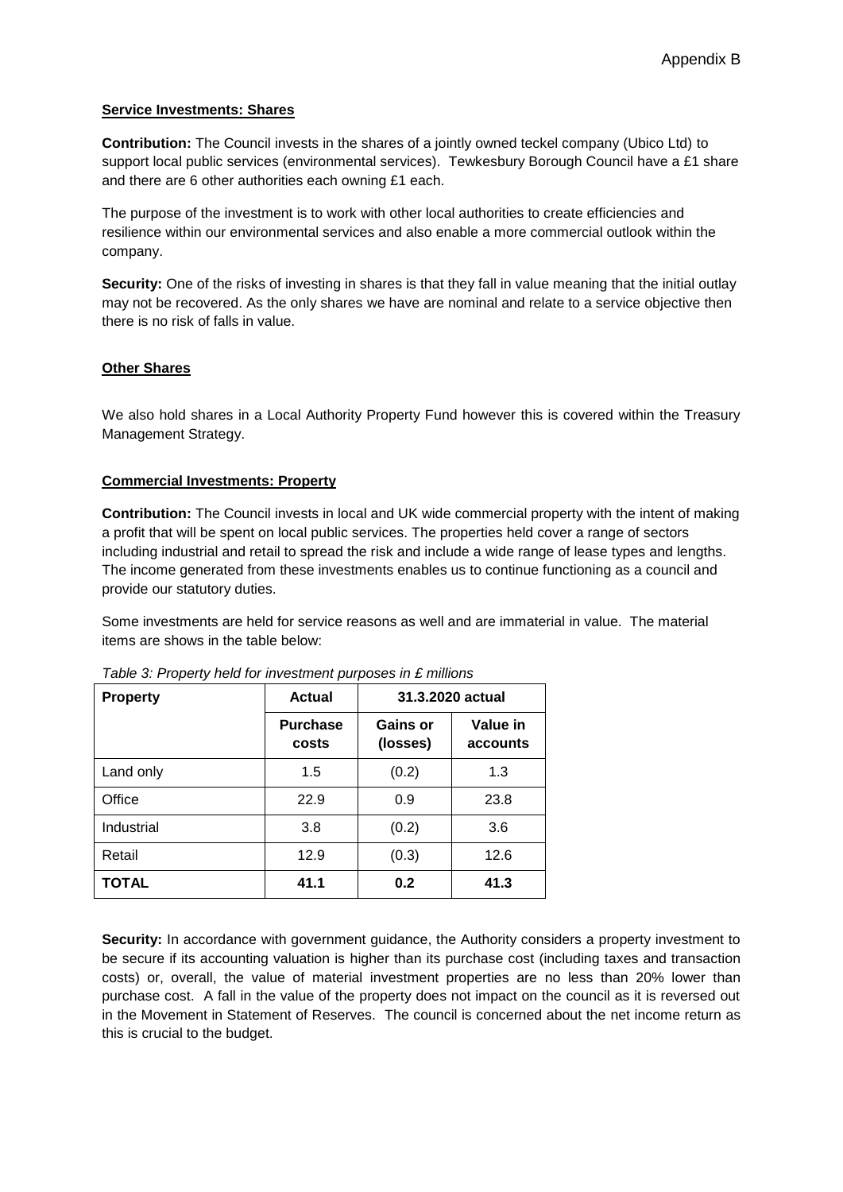**Service Investments: Shares**

**Contribution:** The Council invests in the shares of a jointly owned teckel company (Ubico Ltd) to support local public services (environmental services). Tewkesbury Borough Council have a £1 share and there are 6 other authorities each owning £1 each.

The purpose of the investment is to work with other local authorities to create efficiencies and resilience within our environmental services and also enable a more commercial outlook within the company.

**Security:** One of the risks of investing in shares is that they fall in value meaning that the initial outlay may not be recovered. As the only shares we have are nominal and relate to a service objective then there is no risk of falls in value.

**Other Shares**

We also hold shares in a Local Authority Property Fund however this is covered within the Treasury Management Strategy.

**Commercial Investments: Property**

**Contribution:** The Council invests in local and UK wide commercial property with the intent of making a profit that will be spent on local public services. The properties held cover a range of sectors including industrial and retail to spread the risk and include a wide range of lease types and lengths. The income generated from these investments enables us to continue functioning as a council and provide our statutory duties.

Some investments are held for service reasons as well and are immaterial in value. The material items are shows in the table below:

*Table 3: Property held for investment purposes in £ millions*

| **Property** | **Actual** | **31.3.2020 actual** | |
|---|---|---|---|
| | **Purchase costs** | **Gains or (losses)** | **Value in accounts** |
| Land only | 1.5 | (0.2) | 1.3 |
| Office | 22.9 | 0.9 | 23.8 |
| Industrial | 3.8 | (0.2) | 3.6 |
| Retail | 12.9 | (0.3) | 12.6 |
| **TOTAL** | **41.1** | **0.2** | **41.3** |

**Security:** In accordance with government guidance, the Authority considers a property investment to be secure if its accounting valuation is higher than its purchase cost (including taxes and transaction costs) or, overall, the value of material investment properties are no less than 20% lower than purchase cost. A fall in the value of the property does not impact on the council as it is reversed out in the Movement in Statement of Reserves. The council is concerned about the net income return as this is crucial to the budget.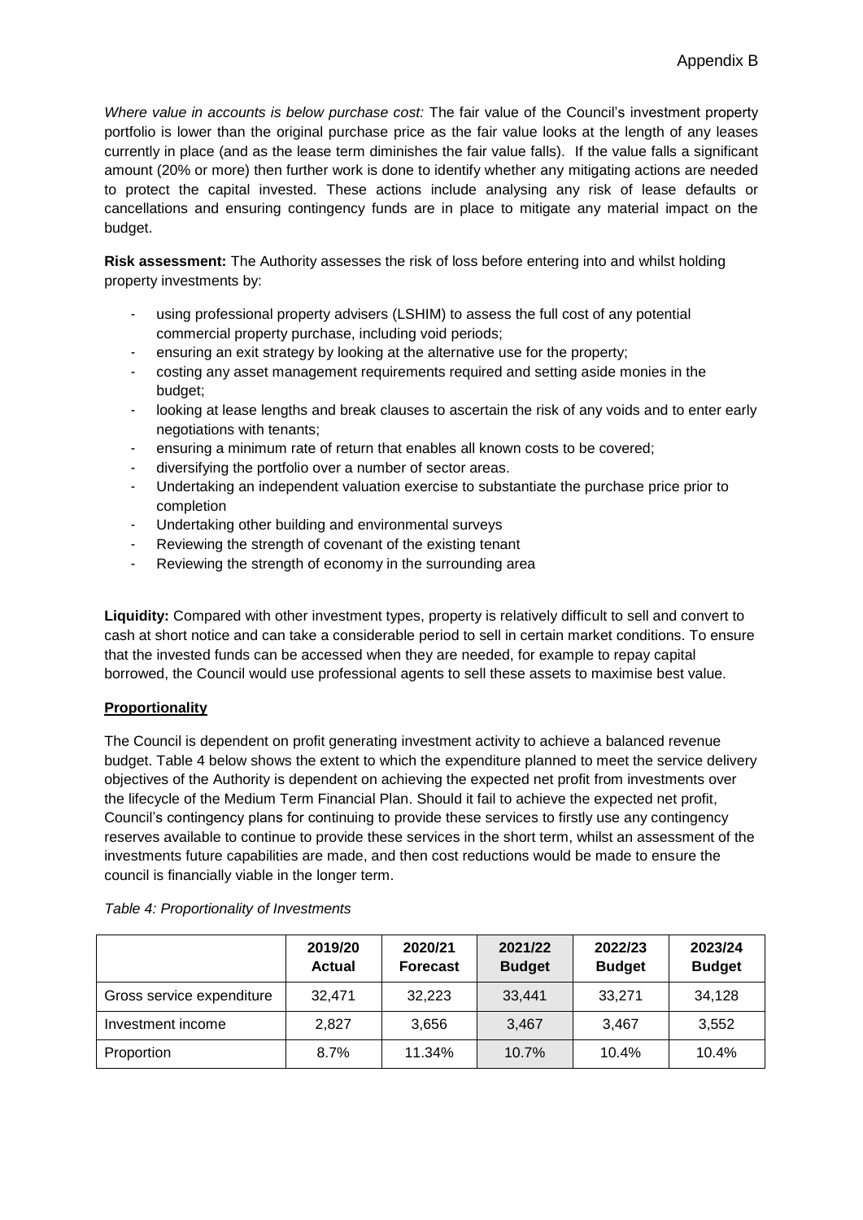*Where value in accounts is below purchase cost:* The fair value of the Council's investment property portfolio is lower than the original purchase price as the fair value looks at the length of any leases currently in place (and as the lease term diminishes the fair value falls). If the value falls a significant amount (20% or more) then further work is done to identify whether any mitigating actions are needed to protect the capital invested. These actions include analysing any risk of lease defaults or cancellations and ensuring contingency funds are in place to mitigate any material impact on the budget.

**Risk assessment:** The Authority assesses the risk of loss before entering into and whilst holding property investments by:

- using professional property advisers (LSHIM) to assess the full cost of any potential commercial property purchase, including void periods;
- ensuring an exit strategy by looking at the alternative use for the property;
- costing any asset management requirements required and setting aside monies in the budget;
- looking at lease lengths and break clauses to ascertain the risk of any voids and to enter early negotiations with tenants;
- ensuring a minimum rate of return that enables all known costs to be covered;
- diversifying the portfolio over a number of sector areas.
- Undertaking an independent valuation exercise to substantiate the purchase price prior to completion
- Undertaking other building and environmental surveys
- Reviewing the strength of covenant of the existing tenant
- Reviewing the strength of economy in the surrounding area

**Liquidity:** Compared with other investment types, property is relatively difficult to sell and convert to cash at short notice and can take a considerable period to sell in certain market conditions. To ensure that the invested funds can be accessed when they are needed, for example to repay capital borrowed, the Council would use professional agents to sell these assets to maximise best value.

**Proportionality**

The Council is dependent on profit generating investment activity to achieve a balanced revenue budget. Table 4 below shows the extent to which the expenditure planned to meet the service delivery objectives of the Authority is dependent on achieving the expected net profit from investments over the lifecycle of the Medium Term Financial Plan. Should it fail to achieve the expected net profit, Council's contingency plans for continuing to provide these services to firstly use any contingency reserves available to continue to provide these services in the short term, whilst an assessment of the investments future capabilities are made, and then cost reductions would be made to ensure the council is financially viable in the longer term.

*Table 4: Proportionality of Investments*

| | 2019/20 Actual | 2020/21 Forecast | 2021/22 Budget | 2022/23 Budget | 2023/24 Budget |
|---|---|---|---|---|---|
| Gross service expenditure | 32,471 | 32,223 | 33,441 | 33,271 | 34,128 |
| Investment income | 2,827 | 3,656 | 3,467 | 3,467 | 3,552 |
| Proportion | 8.7% | 11.34% | 10.7% | 10.4% | 10.4% |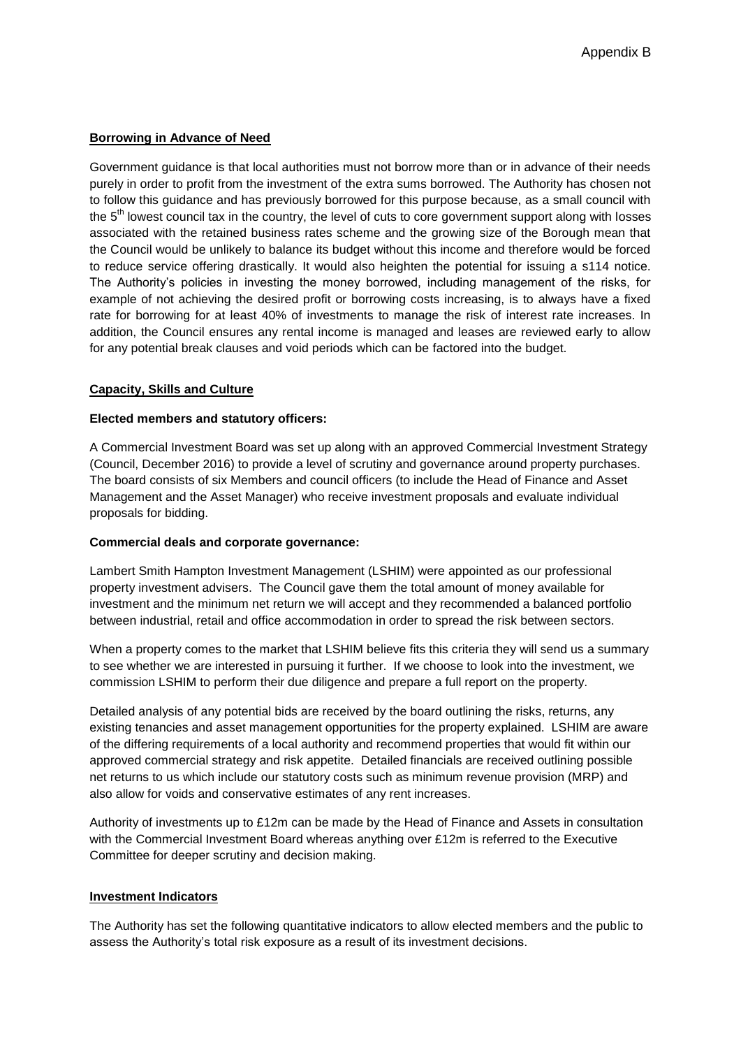Appendix B

## Borrowing in Advance of Need

Government guidance is that local authorities must not borrow more than or in advance of their needs purely in order to profit from the investment of the extra sums borrowed. The Authority has chosen not to follow this guidance and has previously borrowed for this purpose because, as a small council with the 5th lowest council tax in the country, the level of cuts to core government support along with losses associated with the retained business rates scheme and the growing size of the Borough mean that the Council would be unlikely to balance its budget without this income and therefore would be forced to reduce service offering drastically. It would also heighten the potential for issuing a s114 notice. The Authority's policies in investing the money borrowed, including management of the risks, for example of not achieving the desired profit or borrowing costs increasing, is to always have a fixed rate for borrowing for at least 40% of investments to manage the risk of interest rate increases. In addition, the Council ensures any rental income is managed and leases are reviewed early to allow for any potential break clauses and void periods which can be factored into the budget.

## Capacity, Skills and Culture

### Elected members and statutory officers:

A Commercial Investment Board was set up along with an approved Commercial Investment Strategy (Council, December 2016) to provide a level of scrutiny and governance around property purchases. The board consists of six Members and council officers (to include the Head of Finance and Asset Management and the Asset Manager) who receive investment proposals and evaluate individual proposals for bidding.

### Commercial deals and corporate governance:

Lambert Smith Hampton Investment Management (LSHIM) were appointed as our professional property investment advisers. The Council gave them the total amount of money available for investment and the minimum net return we will accept and they recommended a balanced portfolio between industrial, retail and office accommodation in order to spread the risk between sectors.

When a property comes to the market that LSHIM believe fits this criteria they will send us a summary to see whether we are interested in pursuing it further. If we choose to look into the investment, we commission LSHIM to perform their due diligence and prepare a full report on the property.

Detailed analysis of any potential bids are received by the board outlining the risks, returns, any existing tenancies and asset management opportunities for the property explained. LSHIM are aware of the differing requirements of a local authority and recommend properties that would fit within our approved commercial strategy and risk appetite. Detailed financials are received outlining possible net returns to us which include our statutory costs such as minimum revenue provision (MRP) and also allow for voids and conservative estimates of any rent increases.

Authority of investments up to £12m can be made by the Head of Finance and Assets in consultation with the Commercial Investment Board whereas anything over £12m is referred to the Executive Committee for deeper scrutiny and decision making.

## Investment Indicators

The Authority has set the following quantitative indicators to allow elected members and the public to assess the Authority's total risk exposure as a result of its investment decisions.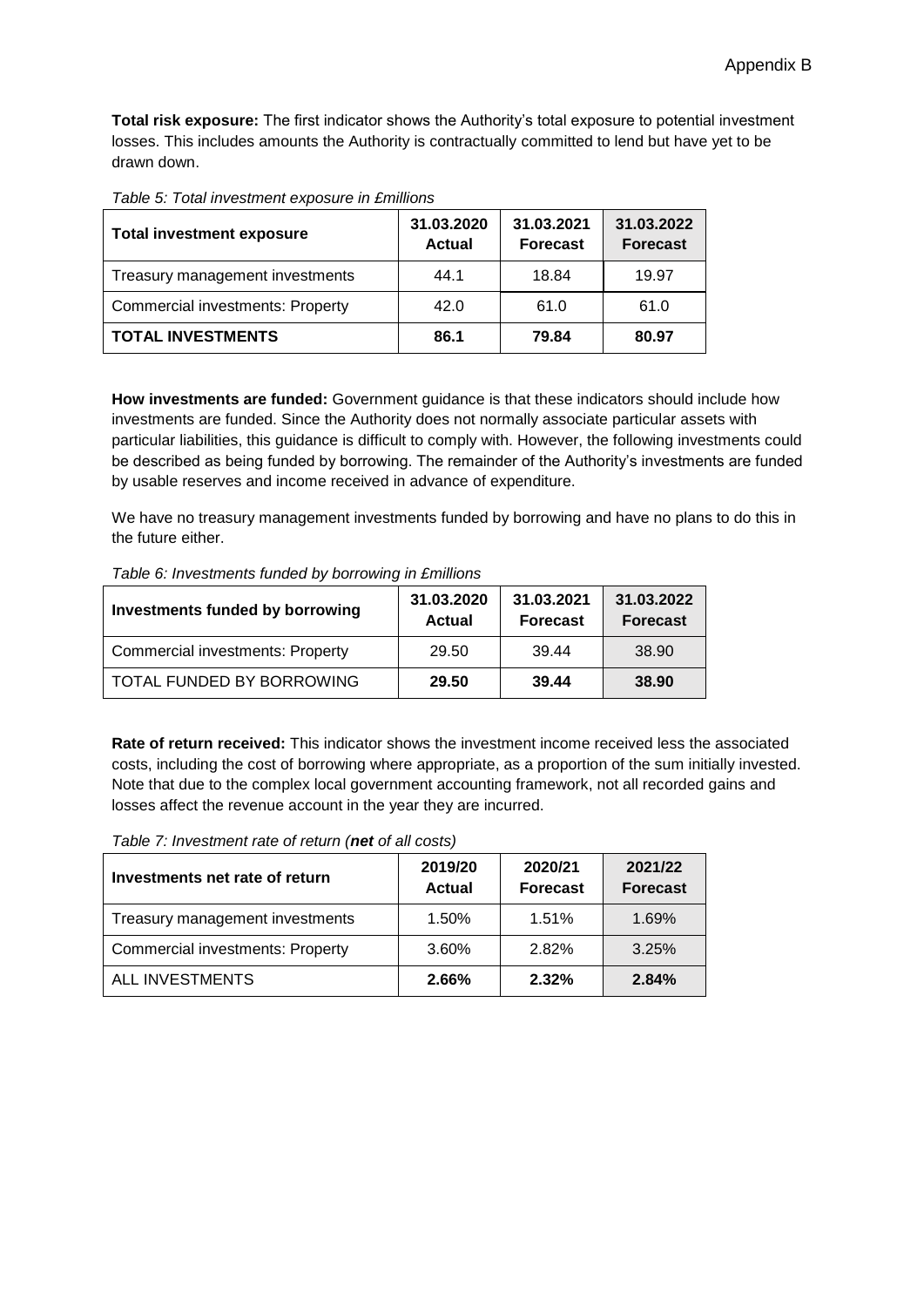**Total risk exposure:** The first indicator shows the Authority's total exposure to potential investment losses. This includes amounts the Authority is contractually committed to lend but have yet to be drawn down.

*Table 5: Total investment exposure in £millions*

| Total investment exposure | 31.03.2020 Actual | 31.03.2021 Forecast | 31.03.2022 Forecast |
|---|---|---|---|
| Treasury management investments | 44.1 | 18.84 | 19.97 |
| Commercial investments: Property | 42.0 | 61.0 | 61.0 |
| **TOTAL INVESTMENTS** | **86.1** | **79.84** | **80.97** |

**How investments are funded:** Government guidance is that these indicators should include how investments are funded. Since the Authority does not normally associate particular assets with particular liabilities, this guidance is difficult to comply with. However, the following investments could be described as being funded by borrowing. The remainder of the Authority's investments are funded by usable reserves and income received in advance of expenditure.

We have no treasury management investments funded by borrowing and have no plans to do this in the future either.

*Table 6: Investments funded by borrowing in £millions*

| Investments funded by borrowing | 31.03.2020 Actual | 31.03.2021 Forecast | 31.03.2022 Forecast |
|---|---|---|---|
| Commercial investments: Property | 29.50 | 39.44 | 38.90 |
| TOTAL FUNDED BY BORROWING | **29.50** | **39.44** | **38.90** |

**Rate of return received:** This indicator shows the investment income received less the associated costs, including the cost of borrowing where appropriate, as a proportion of the sum initially invested. Note that due to the complex local government accounting framework, not all recorded gains and losses affect the revenue account in the year they are incurred.

*Table 7: Investment rate of return (**net** of all costs)*

| Investments net rate of return | 2019/20 Actual | 2020/21 Forecast | 2021/22 Forecast |
|---|---|---|---|
| Treasury management investments | 1.50% | 1.51% | 1.69% |
| Commercial investments: Property | 3.60% | 2.82% | 3.25% |
| ALL INVESTMENTS | **2.66%** | **2.32%** | **2.84%** |